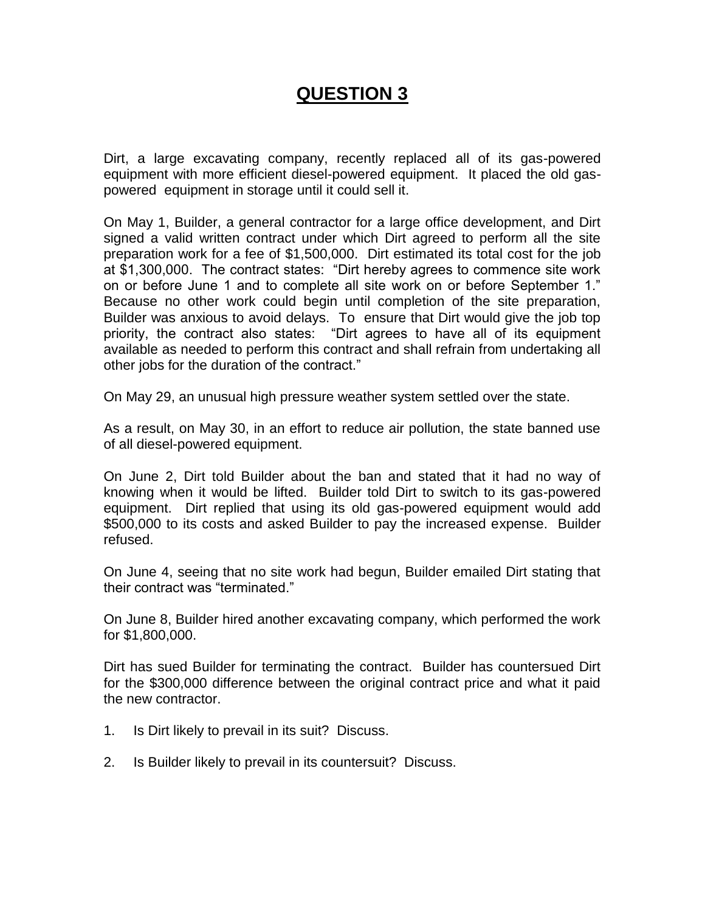# QUESTION 3

Dirt, a large excavating company, recently replaced all of its gas-powered equipment with more efficient diesel-powered equipment. It placed the old gas-powered equipment in storage until it could sell it.

On May 1, Builder, a general contractor for a large office development, and Dirt signed a valid written contract under which Dirt agreed to perform all the site preparation work for a fee of $1,500,000. Dirt estimated its total cost for the job at $1,300,000. The contract states: "Dirt hereby agrees to commence site work on or before June 1 and to complete all site work on or before September 1." Because no other work could begin until completion of the site preparation, Builder was anxious to avoid delays. To ensure that Dirt would give the job top priority, the contract also states: "Dirt agrees to have all of its equipment available as needed to perform this contract and shall refrain from undertaking all other jobs for the duration of the contract."

On May 29, an unusual high pressure weather system settled over the state.

As a result, on May 30, in an effort to reduce air pollution, the state banned use of all diesel-powered equipment.

On June 2, Dirt told Builder about the ban and stated that it had no way of knowing when it would be lifted. Builder told Dirt to switch to its gas-powered equipment. Dirt replied that using its old gas-powered equipment would add $500,000 to its costs and asked Builder to pay the increased expense. Builder refused.

On June 4, seeing that no site work had begun, Builder emailed Dirt stating that their contract was "terminated."

On June 8, Builder hired another excavating company, which performed the work for $1,800,000.

Dirt has sued Builder for terminating the contract. Builder has countersued Dirt for the $300,000 difference between the original contract price and what it paid the new contractor.

1. Is Dirt likely to prevail in its suit? Discuss.

2. Is Builder likely to prevail in its countersuit? Discuss.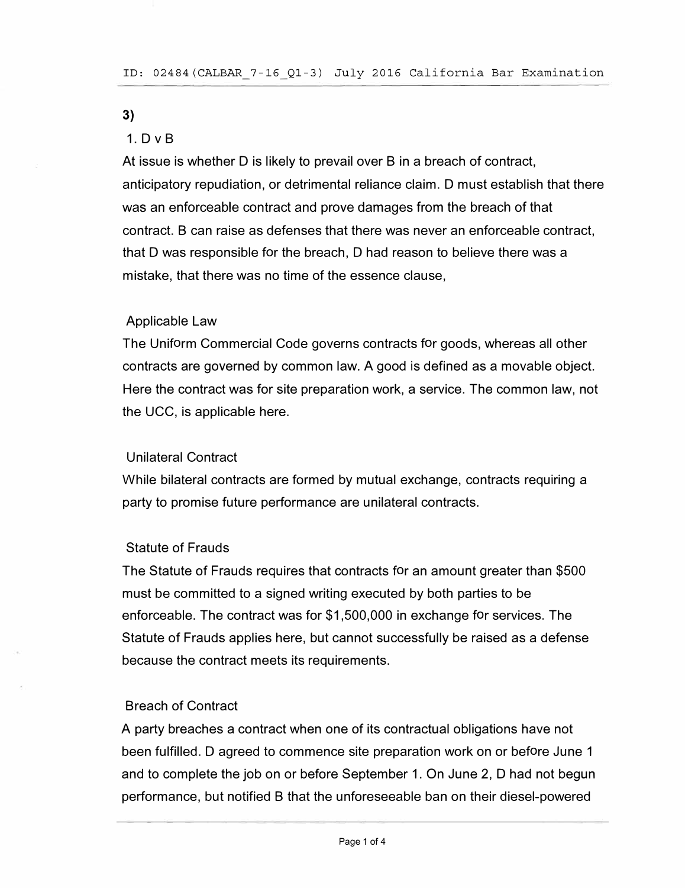3)

1. D v B

At issue is whether D is likely to prevail over B in a breach of contract, anticipatory repudiation, or detrimental reliance claim. D must establish that there was an enforceable contract and prove damages from the breach of that contract. B can raise as defenses that there was never an enforceable contract, that D was responsible for the breach, D had reason to believe there was a mistake, that there was no time of the essence clause,

Applicable Law

The Uniform Commercial Code governs contracts for goods, whereas all other contracts are governed by common law. A good is defined as a movable object. Here the contract was for site preparation work, a service. The common law, not the UCC, is applicable here.

Unilateral Contract

While bilateral contracts are formed by mutual exchange, contracts requiring a party to promise future performance are unilateral contracts.

Statute of Frauds

The Statute of Frauds requires that contracts for an amount greater than $500 must be committed to a signed writing executed by both parties to be enforceable. The contract was for $1,500,000 in exchange for services. The Statute of Frauds applies here, but cannot successfully be raised as a defense because the contract meets its requirements.

Breach of Contract

A party breaches a contract when one of its contractual obligations have not been fulfilled. D agreed to commence site preparation work on or before June 1 and to complete the job on or before September 1. On June 2, D had not begun performance, but notified B that the unforeseeable ban on their diesel-powered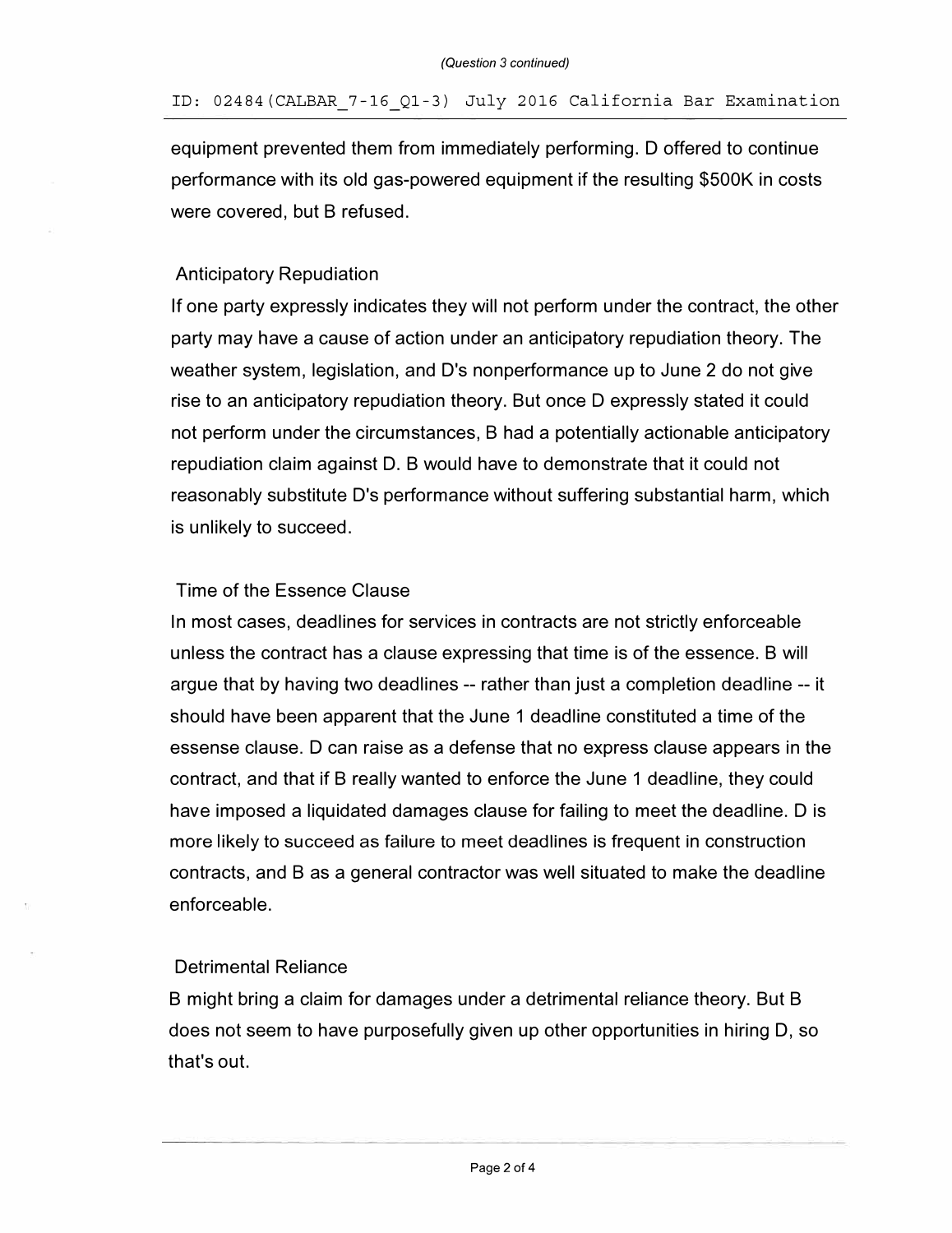equipment prevented them from immediately performing. D offered to continue performance with its old gas-powered equipment if the resulting $500K in costs were covered, but B refused.

### Anticipatory Repudiation

If one party expressly indicates they will not perform under the contract, the other party may have a cause of action under an anticipatory repudiation theory. The weather system, legislation, and D's nonperformance up to June 2 do not give rise to an anticipatory repudiation theory. But once D expressly stated it could not perform under the circumstances, B had a potentially actionable anticipatory repudiation claim against D. B would have to demonstrate that it could not reasonably substitute D's performance without suffering substantial harm, which is unlikely to succeed.

### Time of the Essence Clause

In most cases, deadlines for services in contracts are not strictly enforceable unless the contract has a clause expressing that time is of the essence. B will argue that by having two deadlines -- rather than just a completion deadline -- it should have been apparent that the June 1 deadline constituted a time of the essense clause. D can raise as a defense that no express clause appears in the contract, and that if B really wanted to enforce the June 1 deadline, they could have imposed a liquidated damages clause for failing to meet the deadline. D is more likely to succeed as failure to meet deadlines is frequent in construction contracts, and B as a general contractor was well situated to make the deadline enforceable.

### Detrimental Reliance

B might bring a claim for damages under a detrimental reliance theory. But B does not seem to have purposefully given up other opportunities in hiring D, so that's out.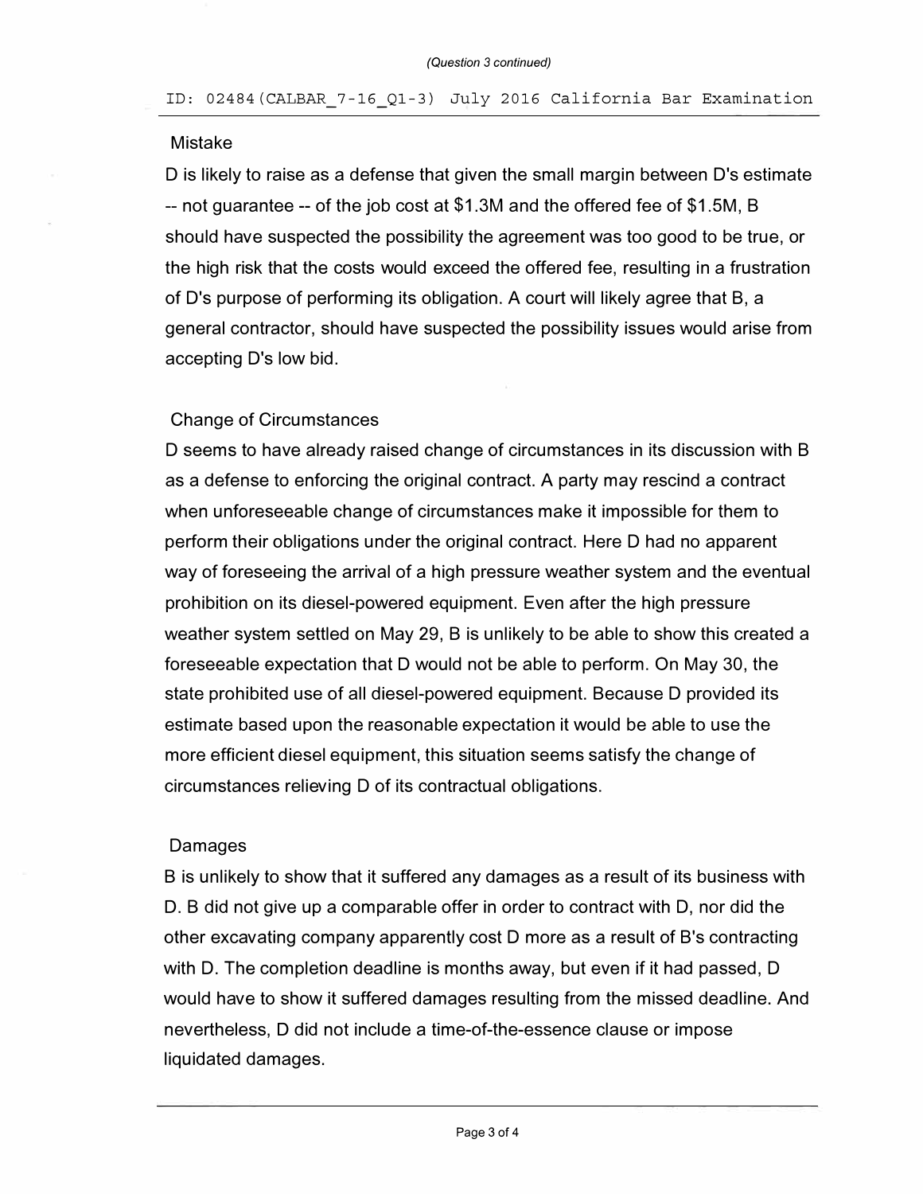### Mistake

D is likely to raise as a defense that given the small margin between D's estimate -- not guarantee -- of the job cost at $1.3M and the offered fee of $1.5M, B should have suspected the possibility the agreement was too good to be true, or the high risk that the costs would exceed the offered fee, resulting in a frustration of D's purpose of performing its obligation. A court will likely agree that B, a general contractor, should have suspected the possibility issues would arise from accepting D's low bid.

### Change of Circumstances

D seems to have already raised change of circumstances in its discussion with B as a defense to enforcing the original contract. A party may rescind a contract when unforeseeable change of circumstances make it impossible for them to perform their obligations under the original contract. Here D had no apparent way of foreseeing the arrival of a high pressure weather system and the eventual prohibition on its diesel-powered equipment. Even after the high pressure weather system settled on May 29, B is unlikely to be able to show this created a foreseeable expectation that D would not be able to perform. On May 30, the state prohibited use of all diesel-powered equipment. Because D provided its estimate based upon the reasonable expectation it would be able to use the more efficient diesel equipment, this situation seems satisfy the change of circumstances relieving D of its contractual obligations.

### Damages

B is unlikely to show that it suffered any damages as a result of its business with D. B did not give up a comparable offer in order to contract with D, nor did the other excavating company apparently cost D more as a result of B's contracting with D. The completion deadline is months away, but even if it had passed, D would have to show it suffered damages resulting from the missed deadline. And nevertheless, D did not include a time-of-the-essence clause or impose liquidated damages.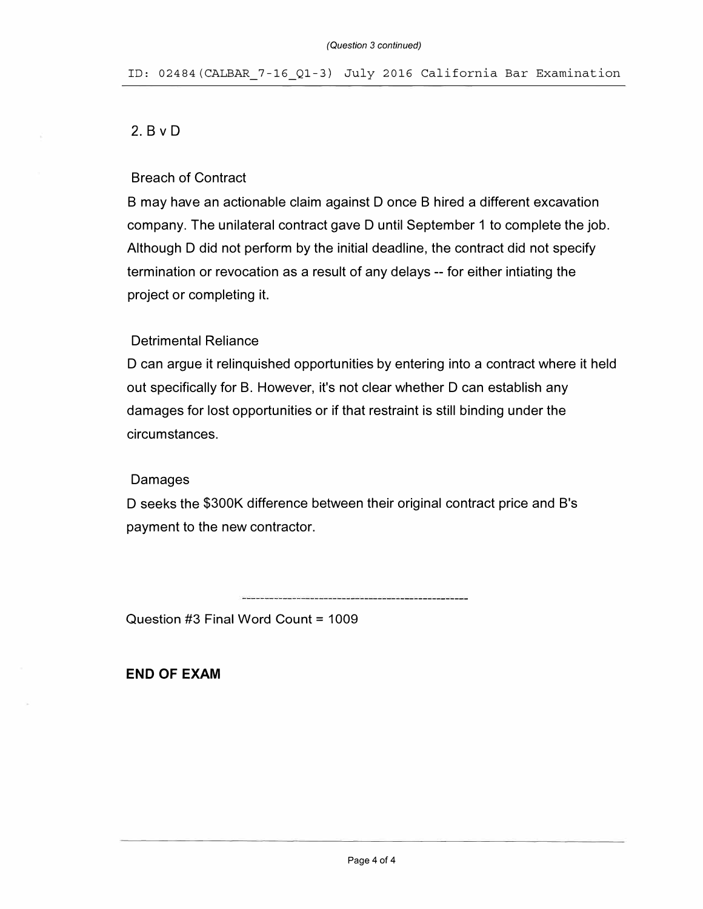## 2. B v D

### Breach of Contract

B may have an actionable claim against D once B hired a different excavation company. The unilateral contract gave D until September 1 to complete the job. Although D did not perform by the initial deadline, the contract did not specify termination or revocation as a result of any delays -- for either intiating the project or completing it.

### Detrimental Reliance

D can argue it relinquished opportunities by entering into a contract where it held out specifically for B. However, it's not clear whether D can establish any damages for lost opportunities or if that restraint is still binding under the circumstances.

### Damages

D seeks the $300K difference between their original contract price and B's payment to the new contractor.

---

Question #3 Final Word Count = 1009

**END OF EXAM**